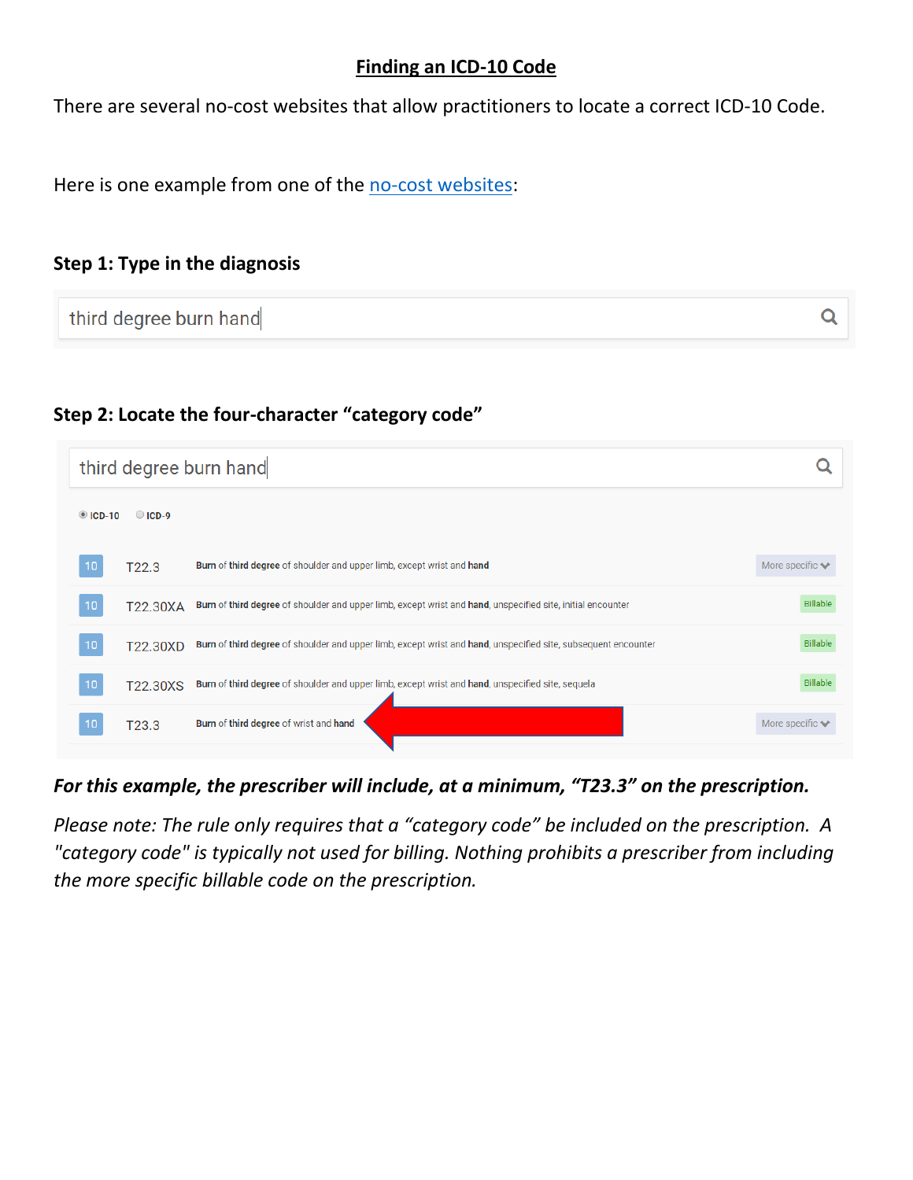# Finding an ICD-10 Code

There are several no-cost websites that allow practitioners to locate a correct ICD-10 Code.

Here is one example from one of the no-cost websites:

### Step 1: Type in the diagnosis

third degree burn hand

### Step 2: Locate the four-character "category code"

third degree burn hand

ICD-10 ICD-9

| | Code | Description | |
|---|---|---|---|
| 10 | T22.3 | Burn of third degree of shoulder and upper limb, except wrist and hand | More specific |
| 10 | T22.30XA | Burn of third degree of shoulder and upper limb, except wrist and hand, unspecified site, initial encounter | Billable |
| 10 | T22.30XD | Burn of third degree of shoulder and upper limb, except wrist and hand, unspecified site, subsequent encounter | Billable |
| 10 | T22.30XS | Burn of third degree of shoulder and upper limb, except wrist and hand, unspecified site, sequela | Billable |
| 10 | T23.3 | Burn of third degree of wrist and hand | More specific |

***For this example, the prescriber will include, at a minimum, "T23.3" on the prescription.***

*Please note: The rule only requires that a "category code" be included on the prescription. A "category code" is typically not used for billing. Nothing prohibits a prescriber from including the more specific billable code on the prescription.*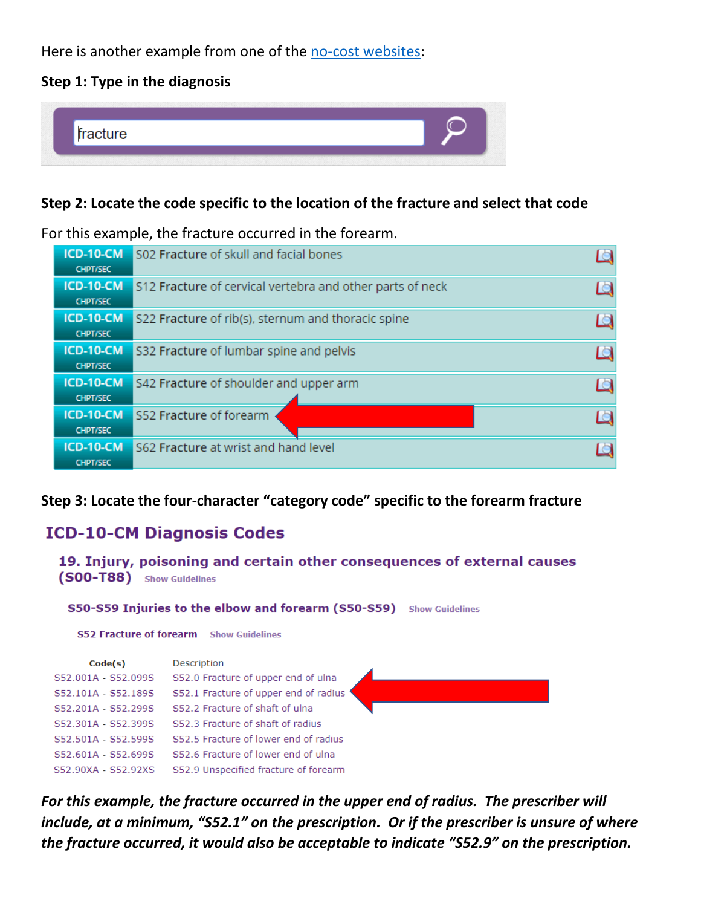Here is another example from one of the no-cost websites:

**Step 1: Type in the diagnosis**

fracture

**Step 2: Locate the code specific to the location of the fracture and select that code**

For this example, the fracture occurred in the forearm.

| | |
|---|---|
| ICD-10-CM CHPT/SEC | S02 **Fracture** of skull and facial bones |
| ICD-10-CM CHPT/SEC | S12 **Fracture** of cervical vertebra and other parts of neck |
| ICD-10-CM CHPT/SEC | S22 **Fracture** of rib(s), sternum and thoracic spine |
| ICD-10-CM CHPT/SEC | S32 **Fracture** of lumbar spine and pelvis |
| ICD-10-CM CHPT/SEC | S42 **Fracture** of shoulder and upper arm |
| ICD-10-CM CHPT/SEC | S52 **Fracture** of forearm |
| ICD-10-CM CHPT/SEC | S62 **Fracture** at wrist and hand level |

**Step 3: Locate the four-character "category code" specific to the forearm fracture**

## ICD-10-CM Diagnosis Codes

### 19. Injury, poisoning and certain other consequences of external causes (S00-T88) Show Guidelines

**S50-S59 Injuries to the elbow and forearm (S50-S59)** Show Guidelines

**S52 Fracture of forearm** Show Guidelines

| Code(s) | Description |
|---|---|
| S52.001A - S52.099S | S52.0 Fracture of upper end of ulna |
| S52.101A - S52.189S | S52.1 Fracture of upper end of radius |
| S52.201A - S52.299S | S52.2 Fracture of shaft of ulna |
| S52.301A - S52.399S | S52.3 Fracture of shaft of radius |
| S52.501A - S52.599S | S52.5 Fracture of lower end of radius |
| S52.601A - S52.699S | S52.6 Fracture of lower end of ulna |
| S52.90XA - S52.92XS | S52.9 Unspecified fracture of forearm |

***For this example, the fracture occurred in the upper end of radius. The prescriber will include, at a minimum, "S52.1" on the prescription. Or if the prescriber is unsure of where the fracture occurred, it would also be acceptable to indicate "S52.9" on the prescription.***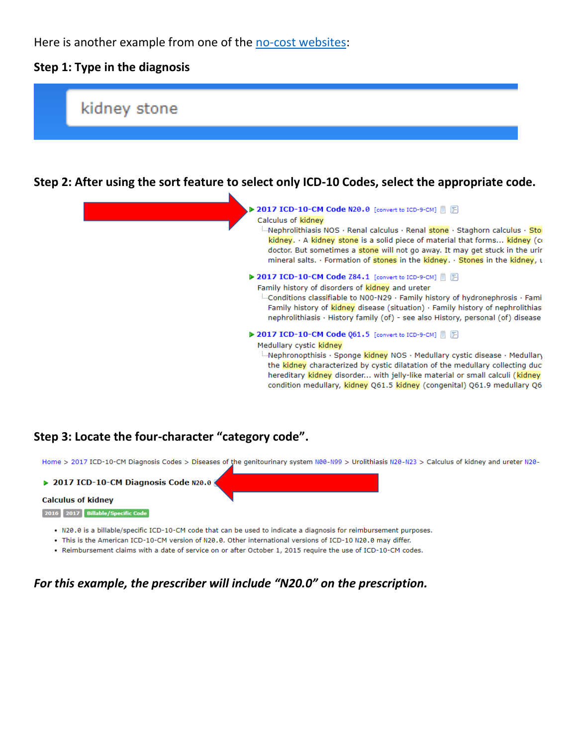Here is another example from one of the no-cost websites:

**Step 1: Type in the diagnosis**

kidney stone

**Step 2: After using the sort feature to select only ICD-10 Codes, select the appropriate code.**

▶ 2017 ICD-10-CM Code N20.0 [convert to ICD-9-CM]
Calculus of kidney
Nephrolithiasis NOS · Renal calculus · Renal stone · Staghorn calculus · Sto
kidney. · A kidney stone is a solid piece of material that forms... kidney (c
doctor. But sometimes a stone will not go away. It may get stuck in the urir
mineral salts. · Formation of stones in the kidney. · Stones in the kidney, u

▶ 2017 ICD-10-CM Code Z84.1 [convert to ICD-9-CM]
Family history of disorders of kidney and ureter
Conditions classifiable to N00-N29 · Family history of hydronephrosis · Fami
Family history of kidney disease (situation) · Family history of nephrolithias
nephrolithiasis · History family (of) - see also History, personal (of) disease

▶ 2017 ICD-10-CM Code Q61.5 [convert to ICD-9-CM]
Medullary cystic kidney
Nephronopthisis · Sponge kidney NOS · Medullary cystic disease · Medullary
the kidney characterized by cystic dilatation of the medullary collecting duc
hereditary kidney disorder... with jelly-like material or small calculi (kidney
condition medullary, kidney Q61.5 kidney (congenital) Q61.9 medullary Q6

**Step 3: Locate the four-character "category code".**

Home > 2017 ICD-10-CM Diagnosis Codes > Diseases of the genitourinary system N00-N99 > Urolithiasis N20-N23 > Calculus of kidney and ureter N20-

▶ **2017 ICD-10-CM Diagnosis Code N20.0**

**Calculus of kidney**

2016 2017 Billable/Specific Code

- N20.0 is a billable/specific ICD-10-CM code that can be used to indicate a diagnosis for reimbursement purposes.
- This is the American ICD-10-CM version of N20.0. Other international versions of ICD-10 N20.0 may differ.
- Reimbursement claims with a date of service on or after October 1, 2015 require the use of ICD-10-CM codes.

***For this example, the prescriber will include "N20.0" on the prescription.***